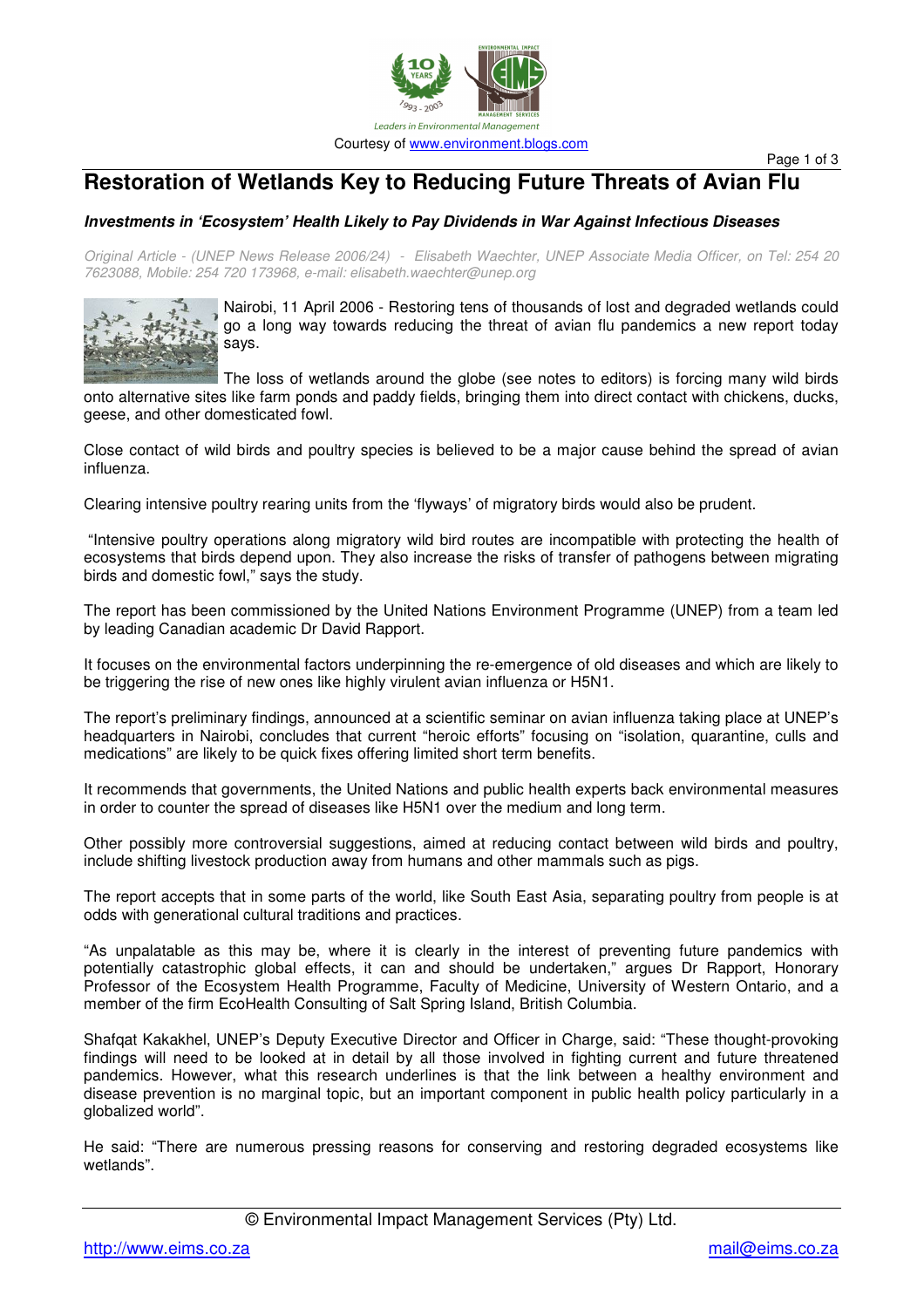Courtesy of www.environment.blogs.com

# Restoration of Wetlands Key to Reducing Future Threats of Avian Flu

***Investments in 'Ecosystem' Health Likely to Pay Dividends in War Against Infectious Diseases***

*Original Article - (UNEP News Release 2006/24) - Elisabeth Waechter, UNEP Associate Media Officer, on Tel: 254 20 7623088, Mobile: 254 720 173968, e-mail: elisabeth.waechter@unep.org*

Nairobi, 11 April 2006 - Restoring tens of thousands of lost and degraded wetlands could go a long way towards reducing the threat of avian flu pandemics a new report today says.

The loss of wetlands around the globe (see notes to editors) is forcing many wild birds onto alternative sites like farm ponds and paddy fields, bringing them into direct contact with chickens, ducks, geese, and other domesticated fowl.

Close contact of wild birds and poultry species is believed to be a major cause behind the spread of avian influenza.

Clearing intensive poultry rearing units from the 'flyways' of migratory birds would also be prudent.

"Intensive poultry operations along migratory wild bird routes are incompatible with protecting the health of ecosystems that birds depend upon. They also increase the risks of transfer of pathogens between migrating birds and domestic fowl," says the study.

The report has been commissioned by the United Nations Environment Programme (UNEP) from a team led by leading Canadian academic Dr David Rapport.

It focuses on the environmental factors underpinning the re-emergence of old diseases and which are likely to be triggering the rise of new ones like highly virulent avian influenza or H5N1.

The report's preliminary findings, announced at a scientific seminar on avian influenza taking place at UNEP's headquarters in Nairobi, concludes that current "heroic efforts" focusing on "isolation, quarantine, culls and medications" are likely to be quick fixes offering limited short term benefits.

It recommends that governments, the United Nations and public health experts back environmental measures in order to counter the spread of diseases like H5N1 over the medium and long term.

Other possibly more controversial suggestions, aimed at reducing contact between wild birds and poultry, include shifting livestock production away from humans and other mammals such as pigs.

The report accepts that in some parts of the world, like South East Asia, separating poultry from people is at odds with generational cultural traditions and practices.

"As unpalatable as this may be, where it is clearly in the interest of preventing future pandemics with potentially catastrophic global effects, it can and should be undertaken," argues Dr Rapport, Honorary Professor of the Ecosystem Health Programme, Faculty of Medicine, University of Western Ontario, and a member of the firm EcoHealth Consulting of Salt Spring Island, British Columbia.

Shafqat Kakakhel, UNEP's Deputy Executive Director and Officer in Charge, said: "These thought-provoking findings will need to be looked at in detail by all those involved in fighting current and future threatened pandemics. However, what this research underlines is that the link between a healthy environment and disease prevention is no marginal topic, but an important component in public health policy particularly in a globalized world".

He said: "There are numerous pressing reasons for conserving and restoring degraded ecosystems like wetlands".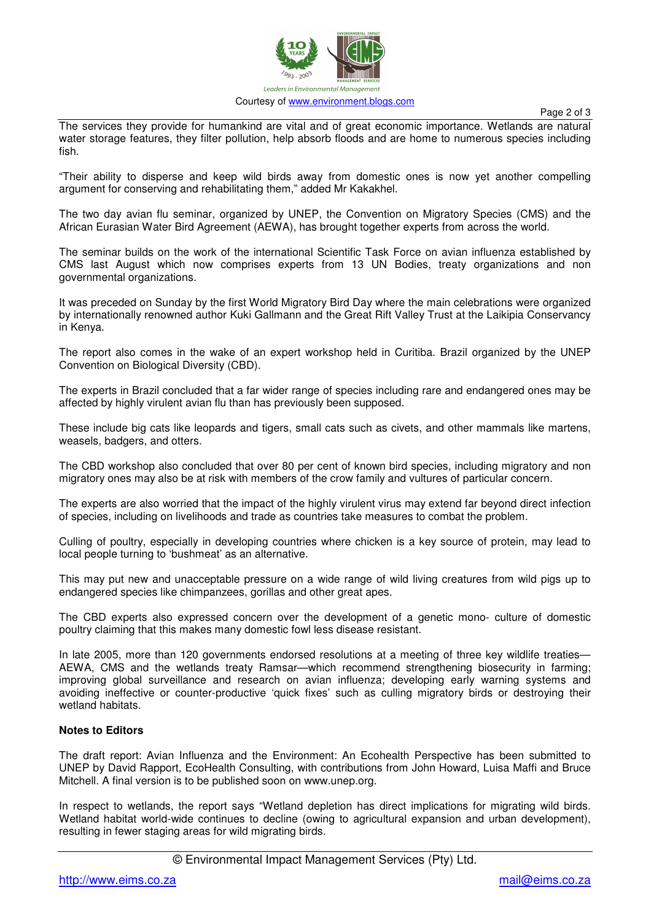The services they provide for humankind are vital and of great economic importance. Wetlands are natural water storage features, they filter pollution, help absorb floods and are home to numerous species including fish.

“Their ability to disperse and keep wild birds away from domestic ones is now yet another compelling argument for conserving and rehabilitating them,” added Mr Kakakhel.

The two day avian flu seminar, organized by UNEP, the Convention on Migratory Species (CMS) and the African Eurasian Water Bird Agreement (AEWA), has brought together experts from across the world.

The seminar builds on the work of the international Scientific Task Force on avian influenza established by CMS last August which now comprises experts from 13 UN Bodies, treaty organizations and non governmental organizations.

It was preceded on Sunday by the first World Migratory Bird Day where the main celebrations were organized by internationally renowned author Kuki Gallmann and the Great Rift Valley Trust at the Laikipia Conservancy in Kenya.

The report also comes in the wake of an expert workshop held in Curitiba. Brazil organized by the UNEP Convention on Biological Diversity (CBD).

The experts in Brazil concluded that a far wider range of species including rare and endangered ones may be affected by highly virulent avian flu than has previously been supposed.

These include big cats like leopards and tigers, small cats such as civets, and other mammals like martens, weasels, badgers, and otters.

The CBD workshop also concluded that over 80 per cent of known bird species, including migratory and non migratory ones may also be at risk with members of the crow family and vultures of particular concern.

The experts are also worried that the impact of the highly virulent virus may extend far beyond direct infection of species, including on livelihoods and trade as countries take measures to combat the problem.

Culling of poultry, especially in developing countries where chicken is a key source of protein, may lead to local people turning to ‘bushmeat’ as an alternative.

This may put new and unacceptable pressure on a wide range of wild living creatures from wild pigs up to endangered species like chimpanzees, gorillas and other great apes.

The CBD experts also expressed concern over the development of a genetic mono- culture of domestic poultry claiming that this makes many domestic fowl less disease resistant.

In late 2005, more than 120 governments endorsed resolutions at a meeting of three key wildlife treaties—AEWA, CMS and the wetlands treaty Ramsar—which recommend strengthening biosecurity in farming; improving global surveillance and research on avian influenza; developing early warning systems and avoiding ineffective or counter-productive ‘quick fixes’ such as culling migratory birds or destroying their wetland habitats.

**Notes to Editors**

The draft report: Avian Influenza and the Environment: An Ecohealth Perspective has been submitted to UNEP by David Rapport, EcoHealth Consulting, with contributions from John Howard, Luisa Maffi and Bruce Mitchell. A final version is to be published soon on www.unep.org.

In respect to wetlands, the report says “Wetland depletion has direct implications for migrating wild birds. Wetland habitat world-wide continues to decline (owing to agricultural expansion and urban development), resulting in fewer staging areas for wild migrating birds.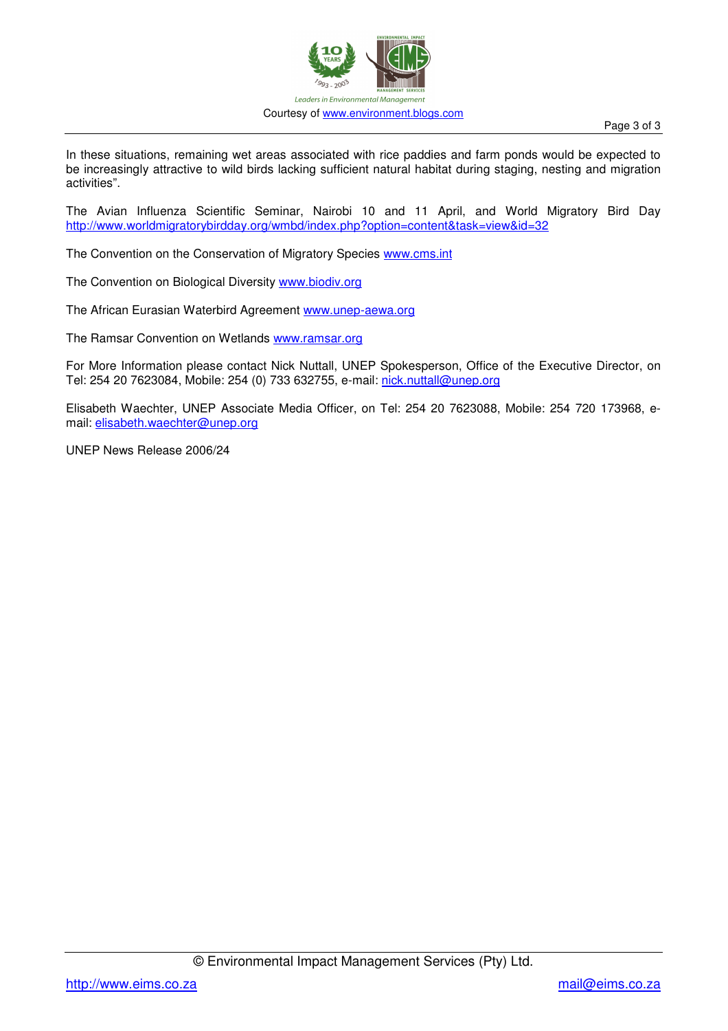In these situations, remaining wet areas associated with rice paddies and farm ponds would be expected to be increasingly attractive to wild birds lacking sufficient natural habitat during staging, nesting and migration activities".

The Avian Influenza Scientific Seminar, Nairobi 10 and 11 April, and World Migratory Bird Day http://www.worldmigratorybirdday.org/wmbd/index.php?option=content&task=view&id=32

The Convention on the Conservation of Migratory Species www.cms.int

The Convention on Biological Diversity www.biodiv.org

The African Eurasian Waterbird Agreement www.unep-aewa.org

The Ramsar Convention on Wetlands www.ramsar.org

For More Information please contact Nick Nuttall, UNEP Spokesperson, Office of the Executive Director, on Tel: 254 20 7623084, Mobile: 254 (0) 733 632755, e-mail: nick.nuttall@unep.org

Elisabeth Waechter, UNEP Associate Media Officer, on Tel: 254 20 7623088, Mobile: 254 720 173968, e-mail: elisabeth.waechter@unep.org

UNEP News Release 2006/24